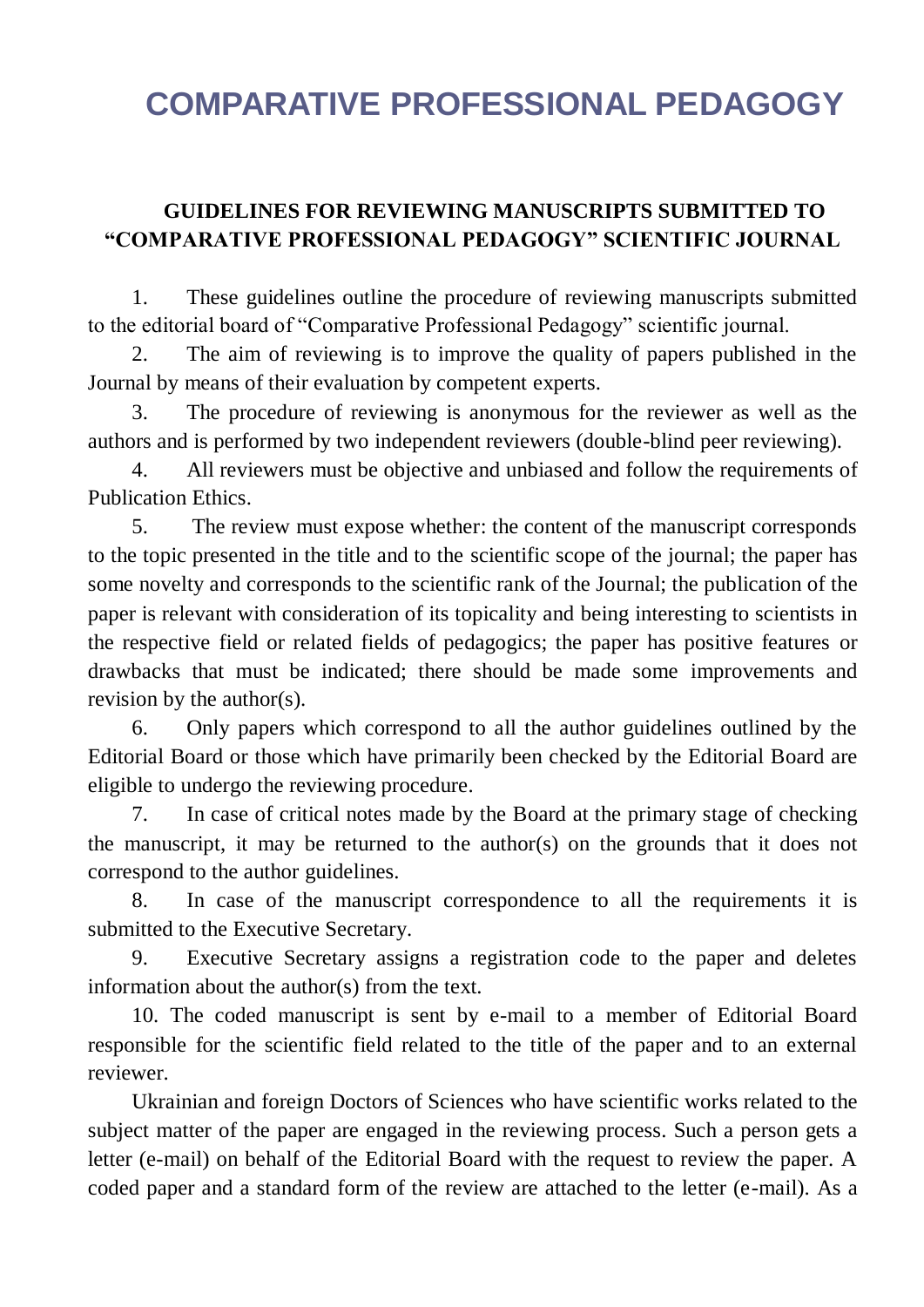# COMPARATIVE PROFESSIONAL PEDAGOGY

## GUIDELINES FOR REVIEWING MANUSCRIPTS SUBMITTED TO "COMPARATIVE PROFESSIONAL PEDAGOGY" SCIENTIFIC JOURNAL

1. These guidelines outline the procedure of reviewing manuscripts submitted to the editorial board of "Comparative Professional Pedagogy" scientific journal.
2. The aim of reviewing is to improve the quality of papers published in the Journal by means of their evaluation by competent experts.
3. The procedure of reviewing is anonymous for the reviewer as well as the authors and is performed by two independent reviewers (double-blind peer reviewing).
4. All reviewers must be objective and unbiased and follow the requirements of Publication Ethics.
5. The review must expose whether: the content of the manuscript corresponds to the topic presented in the title and to the scientific scope of the journal; the paper has some novelty and corresponds to the scientific rank of the Journal; the publication of the paper is relevant with consideration of its topicality and being interesting to scientists in the respective field or related fields of pedagogics; the paper has positive features or drawbacks that must be indicated; there should be made some improvements and revision by the author(s).
6. Only papers which correspond to all the author guidelines outlined by the Editorial Board or those which have primarily been checked by the Editorial Board are eligible to undergo the reviewing procedure.
7. In case of critical notes made by the Board at the primary stage of checking the manuscript, it may be returned to the author(s) on the grounds that it does not correspond to the author guidelines.
8. In case of the manuscript correspondence to all the requirements it is submitted to the Executive Secretary.
9. Executive Secretary assigns a registration code to the paper and deletes information about the author(s) from the text.
10. The coded manuscript is sent by e-mail to a member of Editorial Board responsible for the scientific field related to the title of the paper and to an external reviewer.

Ukrainian and foreign Doctors of Sciences who have scientific works related to the subject matter of the paper are engaged in the reviewing process. Such a person gets a letter (e-mail) on behalf of the Editorial Board with the request to review the paper. A coded paper and a standard form of the review are attached to the letter (e-mail). As a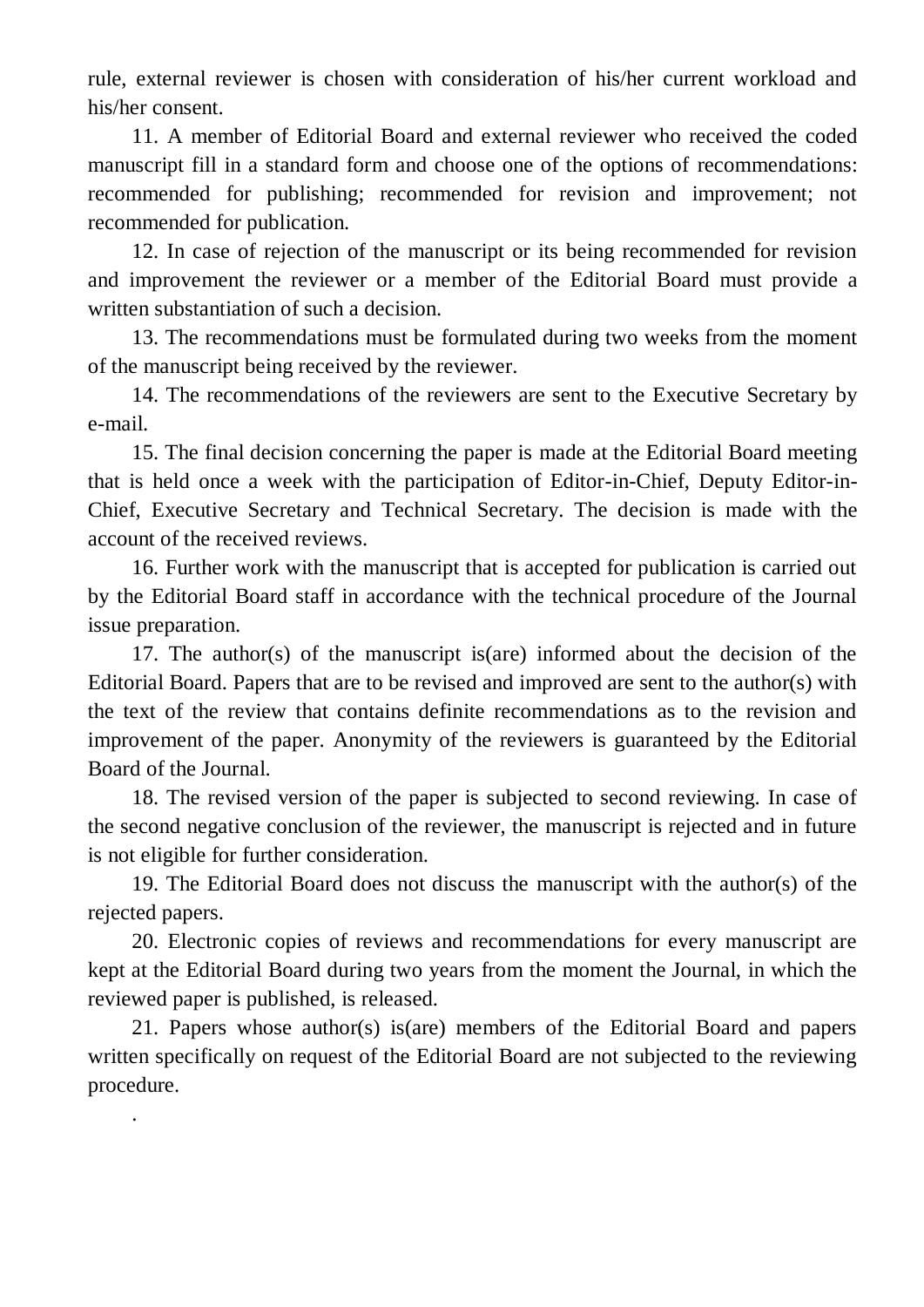rule, external reviewer is chosen with consideration of his/her current workload and his/her consent.

11. A member of Editorial Board and external reviewer who received the coded manuscript fill in a standard form and choose one of the options of recommendations: recommended for publishing; recommended for revision and improvement; not recommended for publication.

12. In case of rejection of the manuscript or its being recommended for revision and improvement the reviewer or a member of the Editorial Board must provide a written substantiation of such a decision.

13. The recommendations must be formulated during two weeks from the moment of the manuscript being received by the reviewer.

14. The recommendations of the reviewers are sent to the Executive Secretary by e-mail.

15. The final decision concerning the paper is made at the Editorial Board meeting that is held once a week with the participation of Editor-in-Chief, Deputy Editor-in-Chief, Executive Secretary and Technical Secretary. The decision is made with the account of the received reviews.

16. Further work with the manuscript that is accepted for publication is carried out by the Editorial Board staff in accordance with the technical procedure of the Journal issue preparation.

17. The author(s) of the manuscript is(are) informed about the decision of the Editorial Board. Papers that are to be revised and improved are sent to the author(s) with the text of the review that contains definite recommendations as to the revision and improvement of the paper. Anonymity of the reviewers is guaranteed by the Editorial Board of the Journal.

18. The revised version of the paper is subjected to second reviewing. In case of the second negative conclusion of the reviewer, the manuscript is rejected and in future is not eligible for further consideration.

19. The Editorial Board does not discuss the manuscript with the author(s) of the rejected papers.

20. Electronic copies of reviews and recommendations for every manuscript are kept at the Editorial Board during two years from the moment the Journal, in which the reviewed paper is published, is released.

21. Papers whose author(s) is(are) members of the Editorial Board and papers written specifically on request of the Editorial Board are not subjected to the reviewing procedure.

.